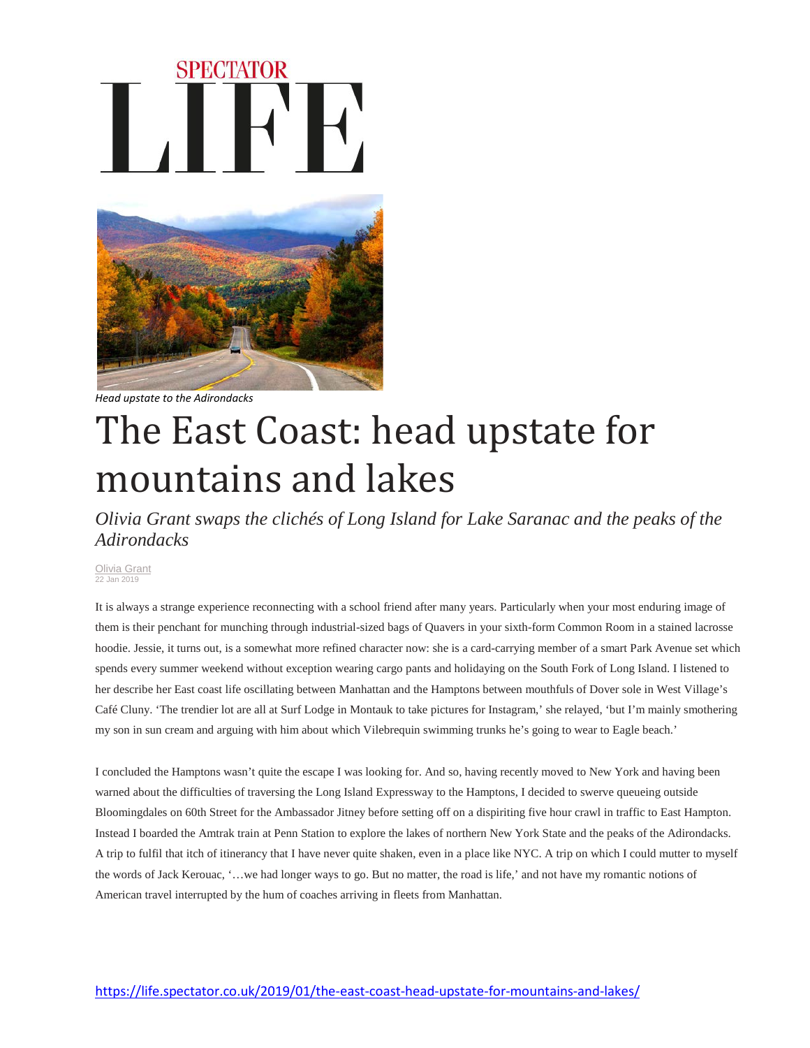SPECTATOR LIFE

*Head upstate to the Adirondacks*

# The East Coast: head upstate for mountains and lakes

*Olivia Grant swaps the clichés of Long Island for Lake Saranac and the peaks of the Adirondacks*

Olivia Grant
22 Jan 2019

It is always a strange experience reconnecting with a school friend after many years. Particularly when your most enduring image of them is their penchant for munching through industrial-sized bags of Quavers in your sixth-form Common Room in a stained lacrosse hoodie. Jessie, it turns out, is a somewhat more refined character now: she is a card-carrying member of a smart Park Avenue set which spends every summer weekend without exception wearing cargo pants and holidaying on the South Fork of Long Island. I listened to her describe her East coast life oscillating between Manhattan and the Hamptons between mouthfuls of Dover sole in West Village's Café Cluny. 'The trendier lot are all at Surf Lodge in Montauk to take pictures for Instagram,' she relayed, 'but I'm mainly smothering my son in sun cream and arguing with him about which Vilebrequin swimming trunks he's going to wear to Eagle beach.'

I concluded the Hamptons wasn't quite the escape I was looking for. And so, having recently moved to New York and having been warned about the difficulties of traversing the Long Island Expressway to the Hamptons, I decided to swerve queueing outside Bloomingdales on 60th Street for the Ambassador Jitney before setting off on a dispiriting five hour crawl in traffic to East Hampton. Instead I boarded the Amtrak train at Penn Station to explore the lakes of northern New York State and the peaks of the Adirondacks. A trip to fulfil that itch of itinerancy that I have never quite shaken, even in a place like NYC. A trip on which I could mutter to myself the words of Jack Kerouac, '…we had longer ways to go. But no matter, the road is life,' and not have my romantic notions of American travel interrupted by the hum of coaches arriving in fleets from Manhattan.

https://life.spectator.co.uk/2019/01/the-east-coast-head-upstate-for-mountains-and-lakes/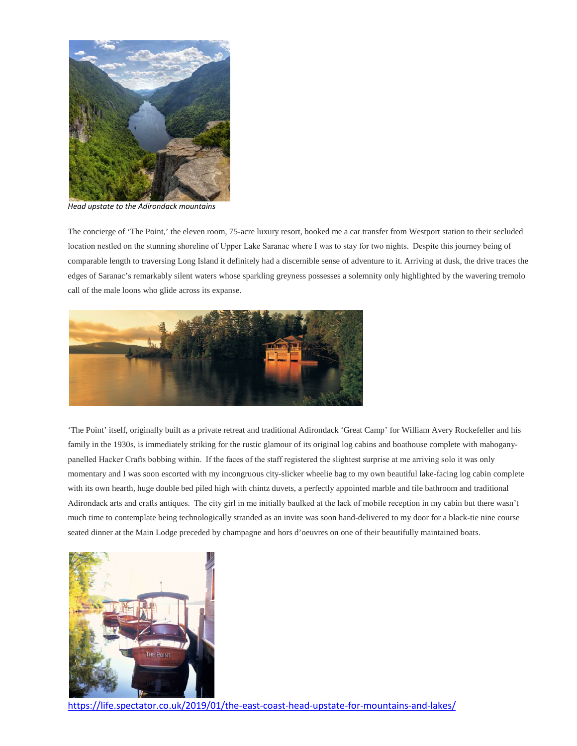*Head upstate to the Adirondack mountains*

The concierge of 'The Point,' the eleven room, 75-acre luxury resort, booked me a car transfer from Westport station to their secluded location nestled on the stunning shoreline of Upper Lake Saranac where I was to stay for two nights. Despite this journey being of comparable length to traversing Long Island it definitely had a discernible sense of adventure to it. Arriving at dusk, the drive traces the edges of Saranac's remarkably silent waters whose sparkling greyness possesses a solemnity only highlighted by the wavering tremolo call of the male loons who glide across its expanse.

'The Point' itself, originally built as a private retreat and traditional Adirondack 'Great Camp' for William Avery Rockefeller and his family in the 1930s, is immediately striking for the rustic glamour of its original log cabins and boathouse complete with mahogany-panelled Hacker Crafts bobbing within. If the faces of the staff registered the slightest surprise at me arriving solo it was only momentary and I was soon escorted with my incongruous city-slicker wheelie bag to my own beautiful lake-facing log cabin complete with its own hearth, huge double bed piled high with chintz duvets, a perfectly appointed marble and tile bathroom and traditional Adirondack arts and crafts antiques. The city girl in me initially baulked at the lack of mobile reception in my cabin but there wasn't much time to contemplate being technologically stranded as an invite was soon hand-delivered to my door for a black-tie nine course seated dinner at the Main Lodge preceded by champagne and hors d'oeuvres on one of their beautifully maintained boats.

https://life.spectator.co.uk/2019/01/the-east-coast-head-upstate-for-mountains-and-lakes/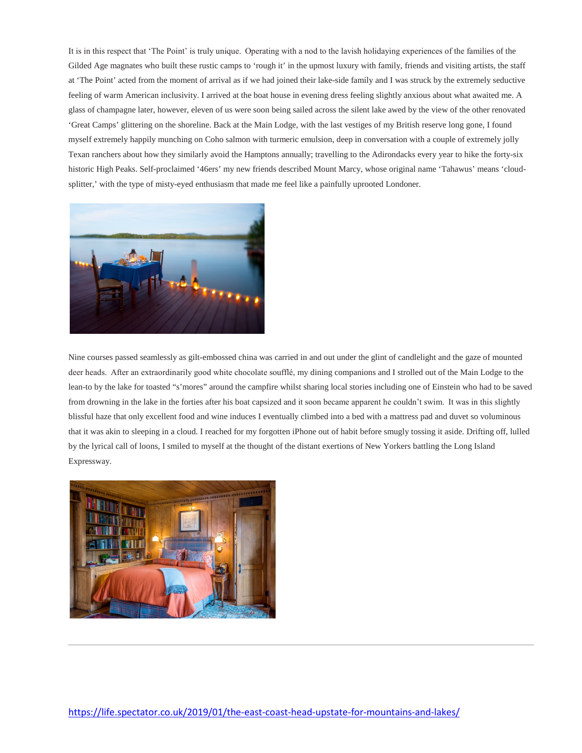It is in this respect that 'The Point' is truly unique. Operating with a nod to the lavish holidaying experiences of the families of the Gilded Age magnates who built these rustic camps to 'rough it' in the upmost luxury with family, friends and visiting artists, the staff at 'The Point' acted from the moment of arrival as if we had joined their lake-side family and I was struck by the extremely seductive feeling of warm American inclusivity. I arrived at the boat house in evening dress feeling slightly anxious about what awaited me. A glass of champagne later, however, eleven of us were soon being sailed across the silent lake awed by the view of the other renovated 'Great Camps' glittering on the shoreline. Back at the Main Lodge, with the last vestiges of my British reserve long gone, I found myself extremely happily munching on Coho salmon with turmeric emulsion, deep in conversation with a couple of extremely jolly Texan ranchers about how they similarly avoid the Hamptons annually; travelling to the Adirondacks every year to hike the forty-six historic High Peaks. Self-proclaimed '46ers' my new friends described Mount Marcy, whose original name 'Tahawus' means 'cloud-splitter,' with the type of misty-eyed enthusiasm that made me feel like a painfully uprooted Londoner.

Nine courses passed seamlessly as gilt-embossed china was carried in and out under the glint of candlelight and the gaze of mounted deer heads. After an extraordinarily good white chocolate soufflé, my dining companions and I strolled out of the Main Lodge to the lean-to by the lake for toasted "s'mores" around the campfire whilst sharing local stories including one of Einstein who had to be saved from drowning in the lake in the forties after his boat capsized and it soon became apparent he couldn't swim. It was in this slightly blissful haze that only excellent food and wine induces I eventually climbed into a bed with a mattress pad and duvet so voluminous that it was akin to sleeping in a cloud. I reached for my forgotten iPhone out of habit before smugly tossing it aside. Drifting off, lulled by the lyrical call of loons, I smiled to myself at the thought of the distant exertions of New Yorkers battling the Long Island Expressway.

---

https://life.spectator.co.uk/2019/01/the-east-coast-head-upstate-for-mountains-and-lakes/